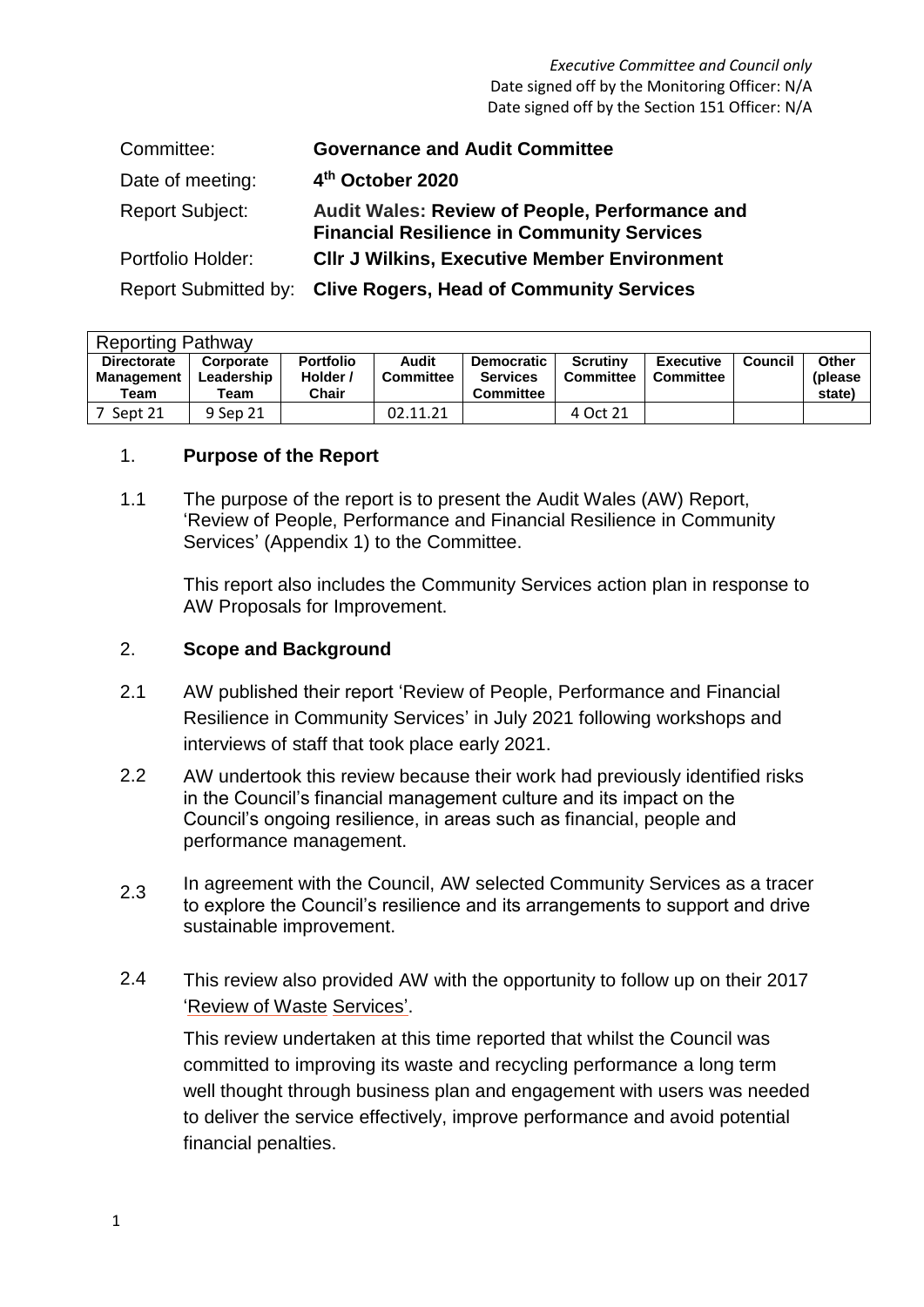*Executive Committee and Council only*
Date signed off by the Monitoring Officer: N/A
Date signed off by the Section 151 Officer: N/A

| | |
|---|---|
| Committee: | **Governance and Audit Committee** |
| Date of meeting: | **4th October 2020** |
| Report Subject: | **Audit Wales: Review of People, Performance and Financial Resilience in Community Services** |
| Portfolio Holder: | **Cllr J Wilkins, Executive Member Environment** |
| Report Submitted by: | **Clive Rogers, Head of Community Services** |

| Reporting Pathway | | | | | | | | |
|---|---|---|---|---|---|---|---|---|
| **Directorate Management Team** | **Corporate Leadership Team** | **Portfolio Holder / Chair** | **Audit Committee** | **Democratic Services Committee** | **Scrutiny Committee** | **Executive Committee** | **Council** | **Other (please state)** |
| 7 Sept 21 | 9 Sep 21 | | 02.11.21 | | 4 Oct 21 | | | |

## 1. Purpose of the Report

1.1 The purpose of the report is to present the Audit Wales (AW) Report, 'Review of People, Performance and Financial Resilience in Community Services' (Appendix 1) to the Committee.

This report also includes the Community Services action plan in response to AW Proposals for Improvement.

## 2. Scope and Background

2.1 AW published their report 'Review of People, Performance and Financial Resilience in Community Services' in July 2021 following workshops and interviews of staff that took place early 2021.

2.2 AW undertook this review because their work had previously identified risks in the Council's financial management culture and its impact on the Council's ongoing resilience, in areas such as financial, people and performance management.

2.3 In agreement with the Council, AW selected Community Services as a tracer to explore the Council's resilience and its arrangements to support and drive sustainable improvement.

2.4 This review also provided AW with the opportunity to follow up on their 2017 'Review of Waste Services'.

This review undertaken at this time reported that whilst the Council was committed to improving its waste and recycling performance a long term well thought through business plan and engagement with users was needed to deliver the service effectively, improve performance and avoid potential financial penalties.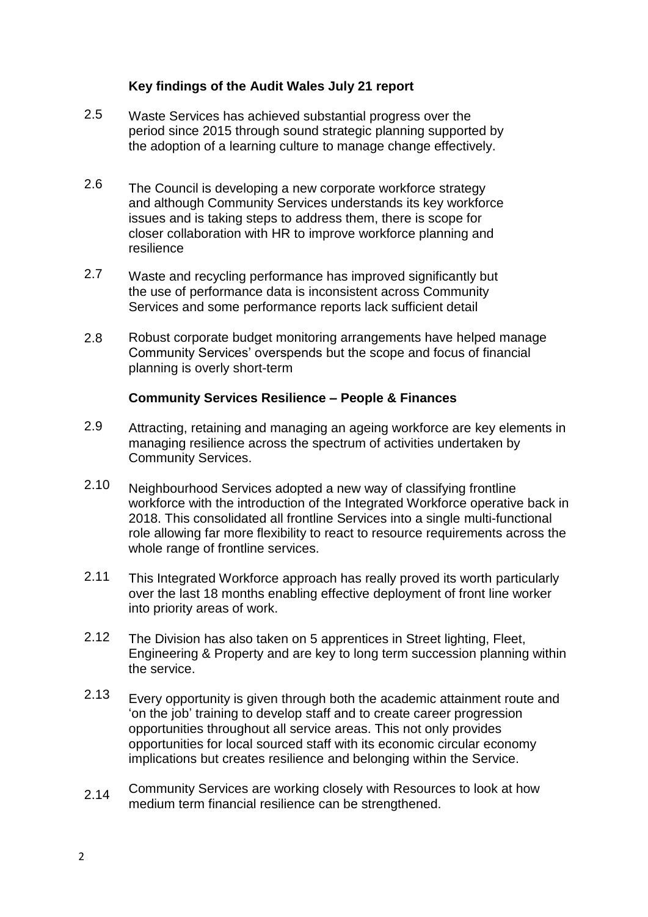**Key findings of the Audit Wales July 21 report**

2.5 Waste Services has achieved substantial progress over the period since 2015 through sound strategic planning supported by the adoption of a learning culture to manage change effectively.

2.6 The Council is developing a new corporate workforce strategy and although Community Services understands its key workforce issues and is taking steps to address them, there is scope for closer collaboration with HR to improve workforce planning and resilience

2.7 Waste and recycling performance has improved significantly but the use of performance data is inconsistent across Community Services and some performance reports lack sufficient detail

2.8 Robust corporate budget monitoring arrangements have helped manage Community Services' overspends but the scope and focus of financial planning is overly short-term

**Community Services Resilience – People & Finances**

2.9 Attracting, retaining and managing an ageing workforce are key elements in managing resilience across the spectrum of activities undertaken by Community Services.

2.10 Neighbourhood Services adopted a new way of classifying frontline workforce with the introduction of the Integrated Workforce operative back in 2018. This consolidated all frontline Services into a single multi-functional role allowing far more flexibility to react to resource requirements across the whole range of frontline services.

2.11 This Integrated Workforce approach has really proved its worth particularly over the last 18 months enabling effective deployment of front line worker into priority areas of work.

2.12 The Division has also taken on 5 apprentices in Street lighting, Fleet, Engineering & Property and are key to long term succession planning within the service.

2.13 Every opportunity is given through both the academic attainment route and 'on the job' training to develop staff and to create career progression opportunities throughout all service areas. This not only provides opportunities for local sourced staff with its economic circular economy implications but creates resilience and belonging within the Service.

2.14 Community Services are working closely with Resources to look at how medium term financial resilience can be strengthened.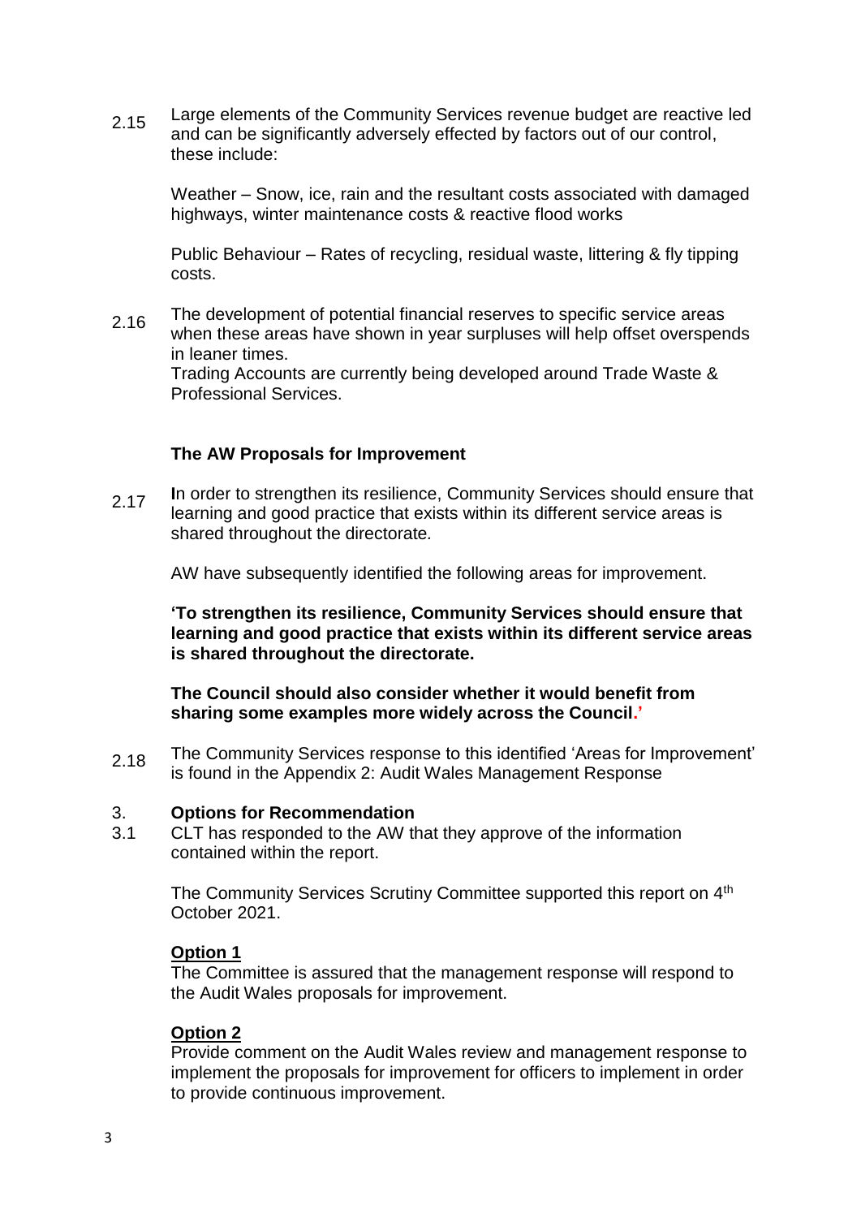2.15 Large elements of the Community Services revenue budget are reactive led and can be significantly adversely effected by factors out of our control, these include:

Weather – Snow, ice, rain and the resultant costs associated with damaged highways, winter maintenance costs & reactive flood works

Public Behaviour – Rates of recycling, residual waste, littering & fly tipping costs.

2.16 The development of potential financial reserves to specific service areas when these areas have shown in year surpluses will help offset overspends in leaner times.
Trading Accounts are currently being developed around Trade Waste & Professional Services.

### The AW Proposals for Improvement

2.17 **I**n order to strengthen its resilience, Community Services should ensure that learning and good practice that exists within its different service areas is shared throughout the directorate.

AW have subsequently identified the following areas for improvement.

**'To strengthen its resilience, Community Services should ensure that learning and good practice that exists within its different service areas is shared throughout the directorate.**

**The Council should also consider whether it would benefit from sharing some examples more widely across the Council.'**

2.18 The Community Services response to this identified 'Areas for Improvement' is found in the Appendix 2: Audit Wales Management Response

## 3. Options for Recommendation

3.1 CLT has responded to the AW that they approve of the information contained within the report.

The Community Services Scrutiny Committee supported this report on 4th October 2021.

**Option 1**

The Committee is assured that the management response will respond to the Audit Wales proposals for improvement.

**Option 2**

Provide comment on the Audit Wales review and management response to implement the proposals for improvement for officers to implement in order to provide continuous improvement.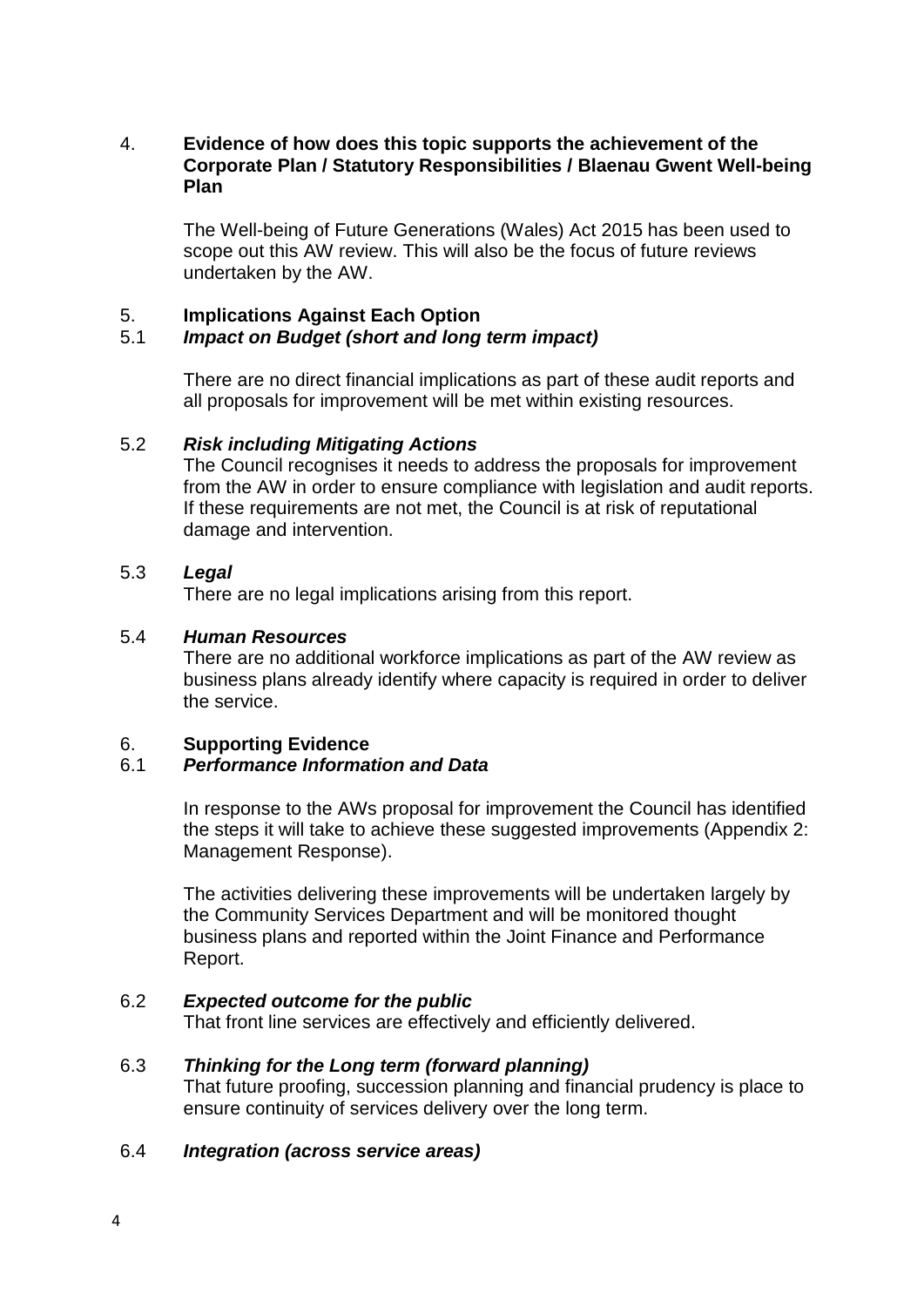## 4. Evidence of how does this topic supports the achievement of the Corporate Plan / Statutory Responsibilities / Blaenau Gwent Well-being Plan

The Well-being of Future Generations (Wales) Act 2015 has been used to scope out this AW review. This will also be the focus of future reviews undertaken by the AW.

## 5. Implications Against Each Option

### 5.1 *Impact on Budget (short and long term impact)*

There are no direct financial implications as part of these audit reports and all proposals for improvement will be met within existing resources.

### 5.2 *Risk including Mitigating Actions*

The Council recognises it needs to address the proposals for improvement from the AW in order to ensure compliance with legislation and audit reports. If these requirements are not met, the Council is at risk of reputational damage and intervention.

### 5.3 *Legal*

There are no legal implications arising from this report.

### 5.4 *Human Resources*

There are no additional workforce implications as part of the AW review as business plans already identify where capacity is required in order to deliver the service.

## 6. Supporting Evidence

### 6.1 *Performance Information and Data*

In response to the AWs proposal for improvement the Council has identified the steps it will take to achieve these suggested improvements (Appendix 2: Management Response).

The activities delivering these improvements will be undertaken largely by the Community Services Department and will be monitored thought business plans and reported within the Joint Finance and Performance Report.

### 6.2 *Expected outcome for the public*

That front line services are effectively and efficiently delivered.

### 6.3 *Thinking for the Long term (forward planning)*

That future proofing, succession planning and financial prudency is place to ensure continuity of services delivery over the long term.

### 6.4 *Integration (across service areas)*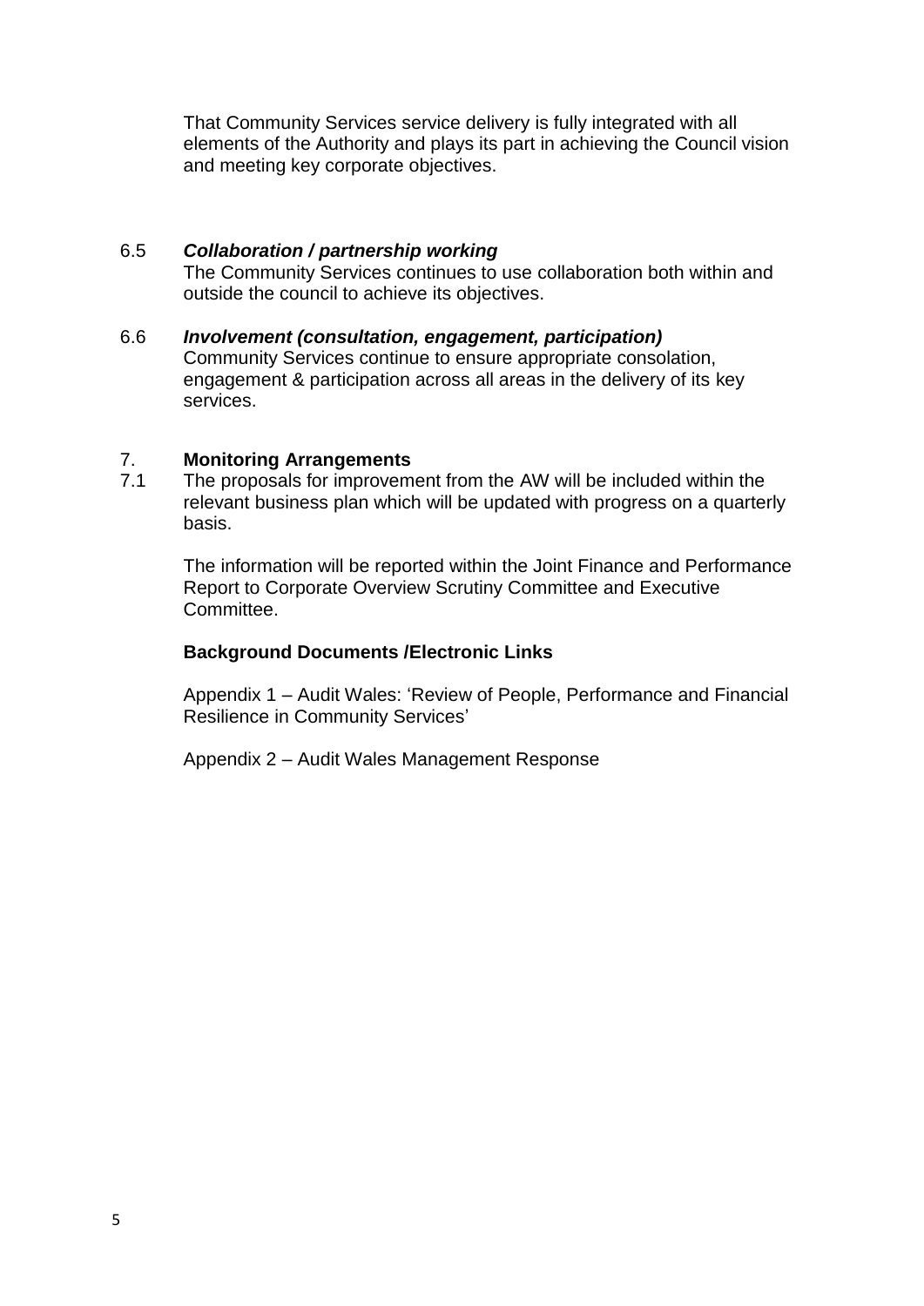That Community Services service delivery is fully integrated with all elements of the Authority and plays its part in achieving the Council vision and meeting key corporate objectives.

6.5 ***Collaboration / partnership working***

The Community Services continues to use collaboration both within and outside the council to achieve its objectives.

6.6 ***Involvement (consultation, engagement, participation)***

Community Services continue to ensure appropriate consolation, engagement & participation across all areas in the delivery of its key services.

## 7. Monitoring Arrangements

7.1 The proposals for improvement from the AW will be included within the relevant business plan which will be updated with progress on a quarterly basis.

The information will be reported within the Joint Finance and Performance Report to Corporate Overview Scrutiny Committee and Executive Committee.

**Background Documents /Electronic Links**

Appendix 1 – Audit Wales: 'Review of People, Performance and Financial Resilience in Community Services'

Appendix 2 – Audit Wales Management Response